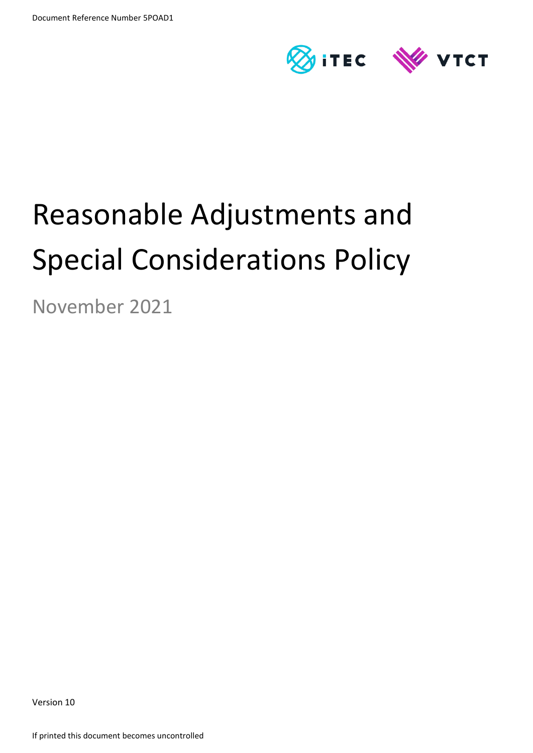Document Reference Number 5POAD1

iTEC VTCT

# Reasonable Adjustments and Special Considerations Policy

November 2021

Version 10

If printed this document becomes uncontrolled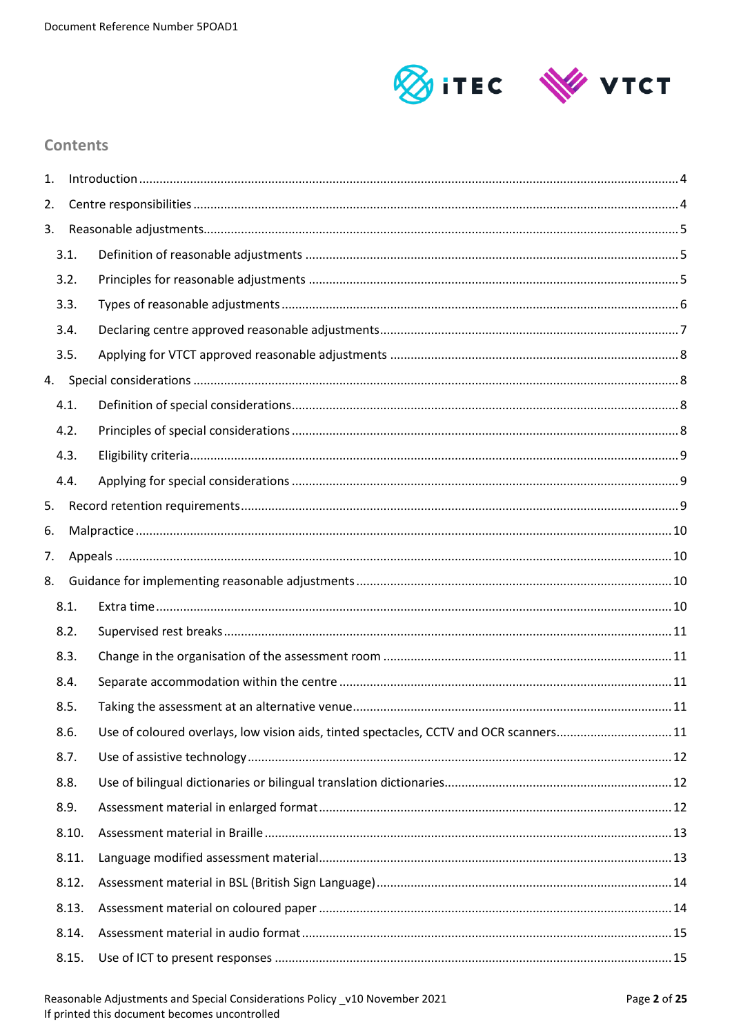## Contents

1. Introduction ..... 4
2. Centre responsibilities ..... 4
3. Reasonable adjustments ..... 5
   - 3.1. Definition of reasonable adjustments ..... 5
   - 3.2. Principles for reasonable adjustments ..... 5
   - 3.3. Types of reasonable adjustments ..... 6
   - 3.4. Declaring centre approved reasonable adjustments ..... 7
   - 3.5. Applying for VTCT approved reasonable adjustments ..... 8
4. Special considerations ..... 8
   - 4.1. Definition of special considerations ..... 8
   - 4.2. Principles of special considerations ..... 8
   - 4.3. Eligibility criteria ..... 9
   - 4.4. Applying for special considerations ..... 9
5. Record retention requirements ..... 9
6. Malpractice ..... 10
7. Appeals ..... 10
8. Guidance for implementing reasonable adjustments ..... 10
   - 8.1. Extra time ..... 10
   - 8.2. Supervised rest breaks ..... 11
   - 8.3. Change in the organisation of the assessment room ..... 11
   - 8.4. Separate accommodation within the centre ..... 11
   - 8.5. Taking the assessment at an alternative venue ..... 11
   - 8.6. Use of coloured overlays, low vision aids, tinted spectacles, CCTV and OCR scanners ..... 11
   - 8.7. Use of assistive technology ..... 12
   - 8.8. Use of bilingual dictionaries or bilingual translation dictionaries ..... 12
   - 8.9. Assessment material in enlarged format ..... 12
   - 8.10. Assessment material in Braille ..... 13
   - 8.11. Language modified assessment material ..... 13
   - 8.12. Assessment material in BSL (British Sign Language) ..... 14
   - 8.13. Assessment material on coloured paper ..... 14
   - 8.14. Assessment material in audio format ..... 15
   - 8.15. Use of ICT to present responses ..... 15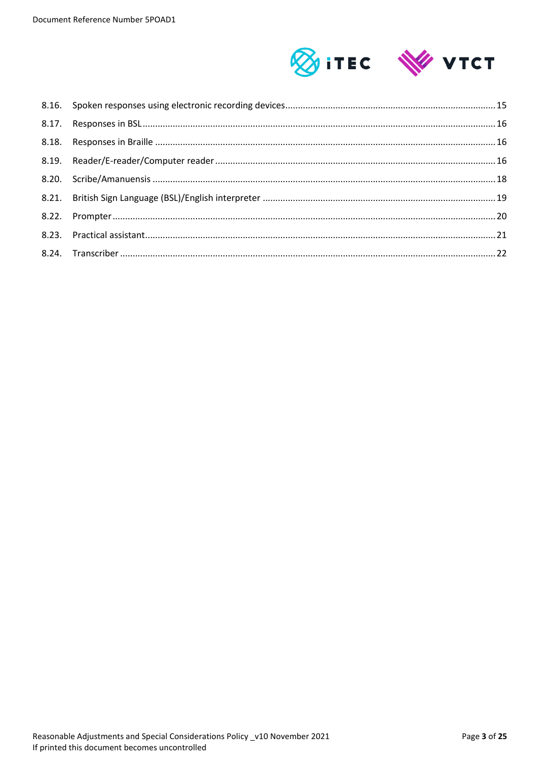8.16. Spoken responses using electronic recording devices ..... 15

8.17. Responses in BSL ..... 16

8.18. Responses in Braille ..... 16

8.19. Reader/E-reader/Computer reader ..... 16

8.20. Scribe/Amanuensis ..... 18

8.21. British Sign Language (BSL)/English interpreter ..... 19

8.22. Prompter ..... 20

8.23. Practical assistant ..... 21

8.24. Transcriber ..... 22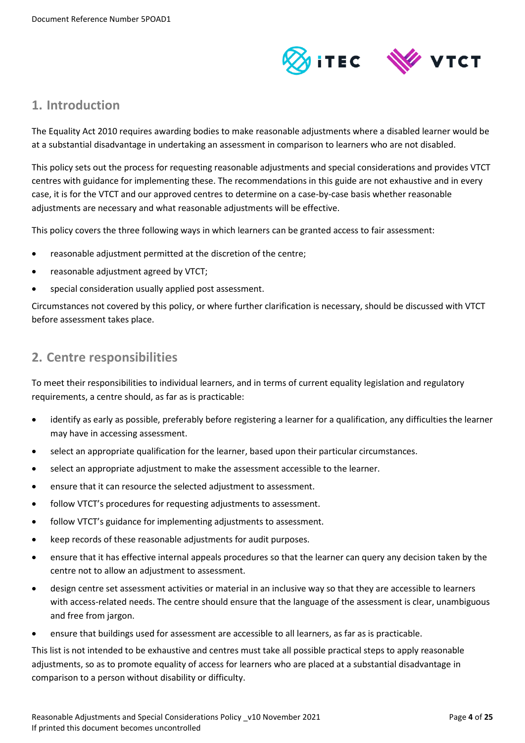## 1. Introduction

The Equality Act 2010 requires awarding bodies to make reasonable adjustments where a disabled learner would be at a substantial disadvantage in undertaking an assessment in comparison to learners who are not disabled.

This policy sets out the process for requesting reasonable adjustments and special considerations and provides VTCT centres with guidance for implementing these. The recommendations in this guide are not exhaustive and in every case, it is for the VTCT and our approved centres to determine on a case-by-case basis whether reasonable adjustments are necessary and what reasonable adjustments will be effective.

This policy covers the three following ways in which learners can be granted access to fair assessment:

- reasonable adjustment permitted at the discretion of the centre;
- reasonable adjustment agreed by VTCT;
- special consideration usually applied post assessment.

Circumstances not covered by this policy, or where further clarification is necessary, should be discussed with VTCT before assessment takes place.

## 2. Centre responsibilities

To meet their responsibilities to individual learners, and in terms of current equality legislation and regulatory requirements, a centre should, as far as is practicable:

- identify as early as possible, preferably before registering a learner for a qualification, any difficulties the learner may have in accessing assessment.
- select an appropriate qualification for the learner, based upon their particular circumstances.
- select an appropriate adjustment to make the assessment accessible to the learner.
- ensure that it can resource the selected adjustment to assessment.
- follow VTCT's procedures for requesting adjustments to assessment.
- follow VTCT's guidance for implementing adjustments to assessment.
- keep records of these reasonable adjustments for audit purposes.
- ensure that it has effective internal appeals procedures so that the learner can query any decision taken by the centre not to allow an adjustment to assessment.
- design centre set assessment activities or material in an inclusive way so that they are accessible to learners with access-related needs. The centre should ensure that the language of the assessment is clear, unambiguous and free from jargon.
- ensure that buildings used for assessment are accessible to all learners, as far as is practicable.

This list is not intended to be exhaustive and centres must take all possible practical steps to apply reasonable adjustments, so as to promote equality of access for learners who are placed at a substantial disadvantage in comparison to a person without disability or difficulty.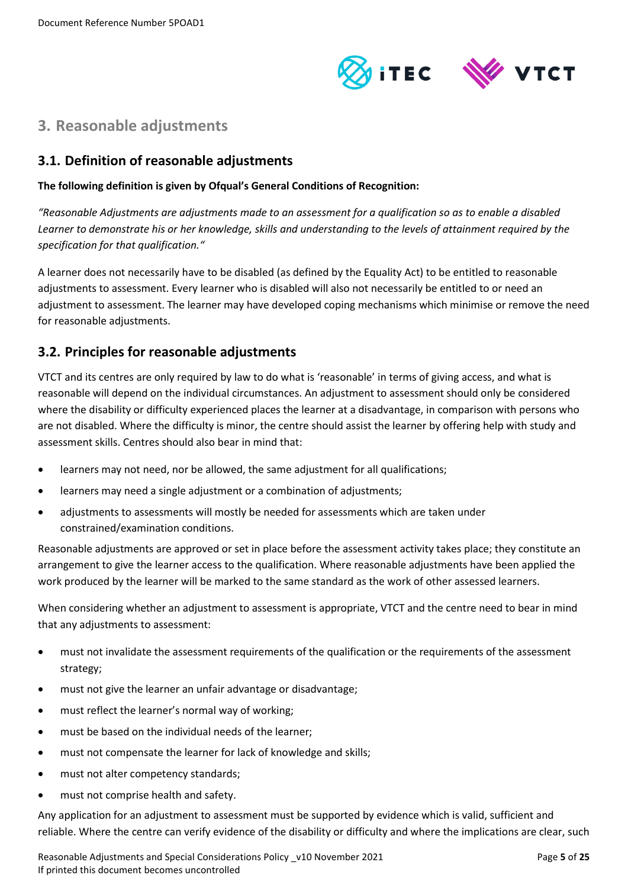## 3. Reasonable adjustments

### 3.1. Definition of reasonable adjustments

**The following definition is given by Ofqual's General Conditions of Recognition:**

*"Reasonable Adjustments are adjustments made to an assessment for a qualification so as to enable a disabled Learner to demonstrate his or her knowledge, skills and understanding to the levels of attainment required by the specification for that qualification."*

A learner does not necessarily have to be disabled (as defined by the Equality Act) to be entitled to reasonable adjustments to assessment. Every learner who is disabled will also not necessarily be entitled to or need an adjustment to assessment. The learner may have developed coping mechanisms which minimise or remove the need for reasonable adjustments.

### 3.2. Principles for reasonable adjustments

VTCT and its centres are only required by law to do what is 'reasonable' in terms of giving access, and what is reasonable will depend on the individual circumstances. An adjustment to assessment should only be considered where the disability or difficulty experienced places the learner at a disadvantage, in comparison with persons who are not disabled. Where the difficulty is minor, the centre should assist the learner by offering help with study and assessment skills. Centres should also bear in mind that:

- learners may not need, nor be allowed, the same adjustment for all qualifications;
- learners may need a single adjustment or a combination of adjustments;
- adjustments to assessments will mostly be needed for assessments which are taken under constrained/examination conditions.

Reasonable adjustments are approved or set in place before the assessment activity takes place; they constitute an arrangement to give the learner access to the qualification. Where reasonable adjustments have been applied the work produced by the learner will be marked to the same standard as the work of other assessed learners.

When considering whether an adjustment to assessment is appropriate, VTCT and the centre need to bear in mind that any adjustments to assessment:

- must not invalidate the assessment requirements of the qualification or the requirements of the assessment strategy;
- must not give the learner an unfair advantage or disadvantage;
- must reflect the learner's normal way of working;
- must be based on the individual needs of the learner;
- must not compensate the learner for lack of knowledge and skills;
- must not alter competency standards;
- must not comprise health and safety.

Any application for an adjustment to assessment must be supported by evidence which is valid, sufficient and reliable. Where the centre can verify evidence of the disability or difficulty and where the implications are clear, such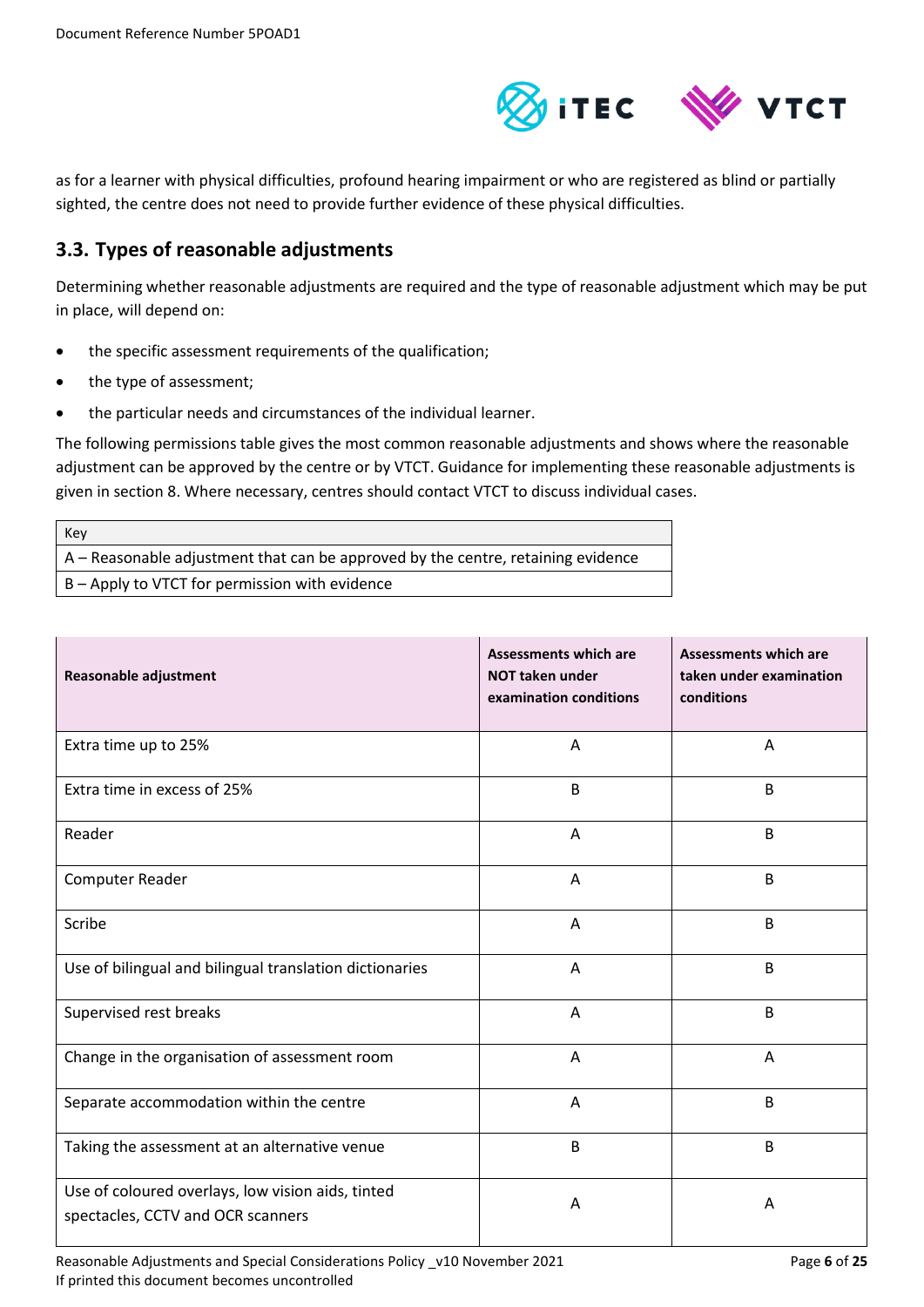as for a learner with physical difficulties, profound hearing impairment or who are registered as blind or partially sighted, the centre does not need to provide further evidence of these physical difficulties.

## 3.3. Types of reasonable adjustments

Determining whether reasonable adjustments are required and the type of reasonable adjustment which may be put in place, will depend on:

- the specific assessment requirements of the qualification;
- the type of assessment;
- the particular needs and circumstances of the individual learner.

The following permissions table gives the most common reasonable adjustments and shows where the reasonable adjustment can be approved by the centre or by VTCT. Guidance for implementing these reasonable adjustments is given in section 8. Where necessary, centres should contact VTCT to discuss individual cases.

| Key |
|---|
| A – Reasonable adjustment that can be approved by the centre, retaining evidence |
| B – Apply to VTCT for permission with evidence |

| Reasonable adjustment | Assessments which are NOT taken under examination conditions | Assessments which are taken under examination conditions |
|---|---|---|
| Extra time up to 25% | A | A |
| Extra time in excess of 25% | B | B |
| Reader | A | B |
| Computer Reader | A | B |
| Scribe | A | B |
| Use of bilingual and bilingual translation dictionaries | A | B |
| Supervised rest breaks | A | B |
| Change in the organisation of assessment room | A | A |
| Separate accommodation within the centre | A | B |
| Taking the assessment at an alternative venue | B | B |
| Use of coloured overlays, low vision aids, tinted spectacles, CCTV and OCR scanners | A | A |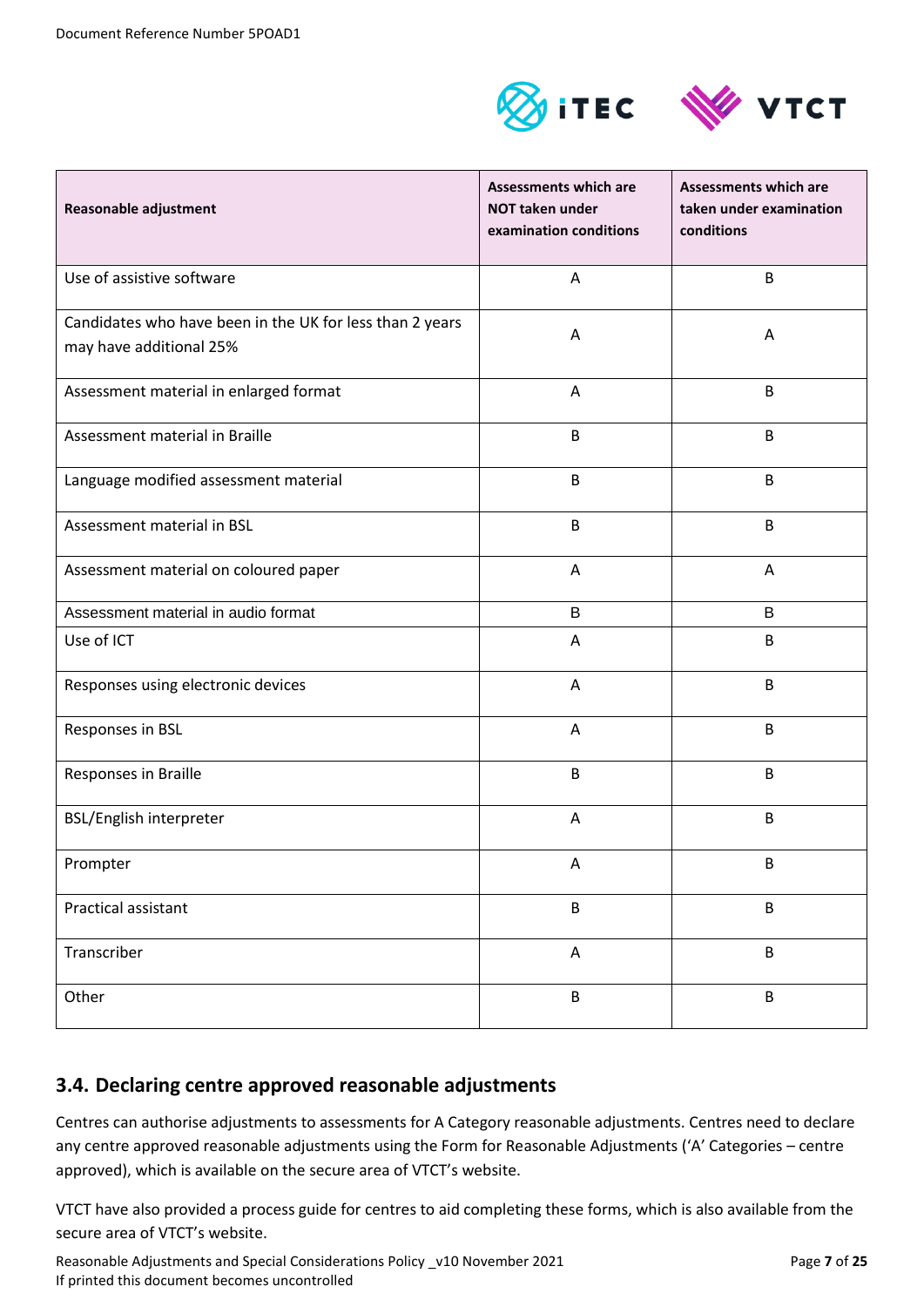| Reasonable adjustment | Assessments which are NOT taken under examination conditions | Assessments which are taken under examination conditions |
|---|---|---|
| Use of assistive software | A | B |
| Candidates who have been in the UK for less than 2 years may have additional 25% | A | A |
| Assessment material in enlarged format | A | B |
| Assessment material in Braille | B | B |
| Language modified assessment material | B | B |
| Assessment material in BSL | B | B |
| Assessment material on coloured paper | A | A |
| Assessment material in audio format | B | B |
| Use of ICT | A | B |
| Responses using electronic devices | A | B |
| Responses in BSL | A | B |
| Responses in Braille | B | B |
| BSL/English interpreter | A | B |
| Prompter | A | B |
| Practical assistant | B | B |
| Transcriber | A | B |
| Other | B | B |

## 3.4. Declaring centre approved reasonable adjustments

Centres can authorise adjustments to assessments for A Category reasonable adjustments. Centres need to declare any centre approved reasonable adjustments using the Form for Reasonable Adjustments ('A' Categories – centre approved), which is available on the secure area of VTCT's website.

VTCT have also provided a process guide for centres to aid completing these forms, which is also available from the secure area of VTCT's website.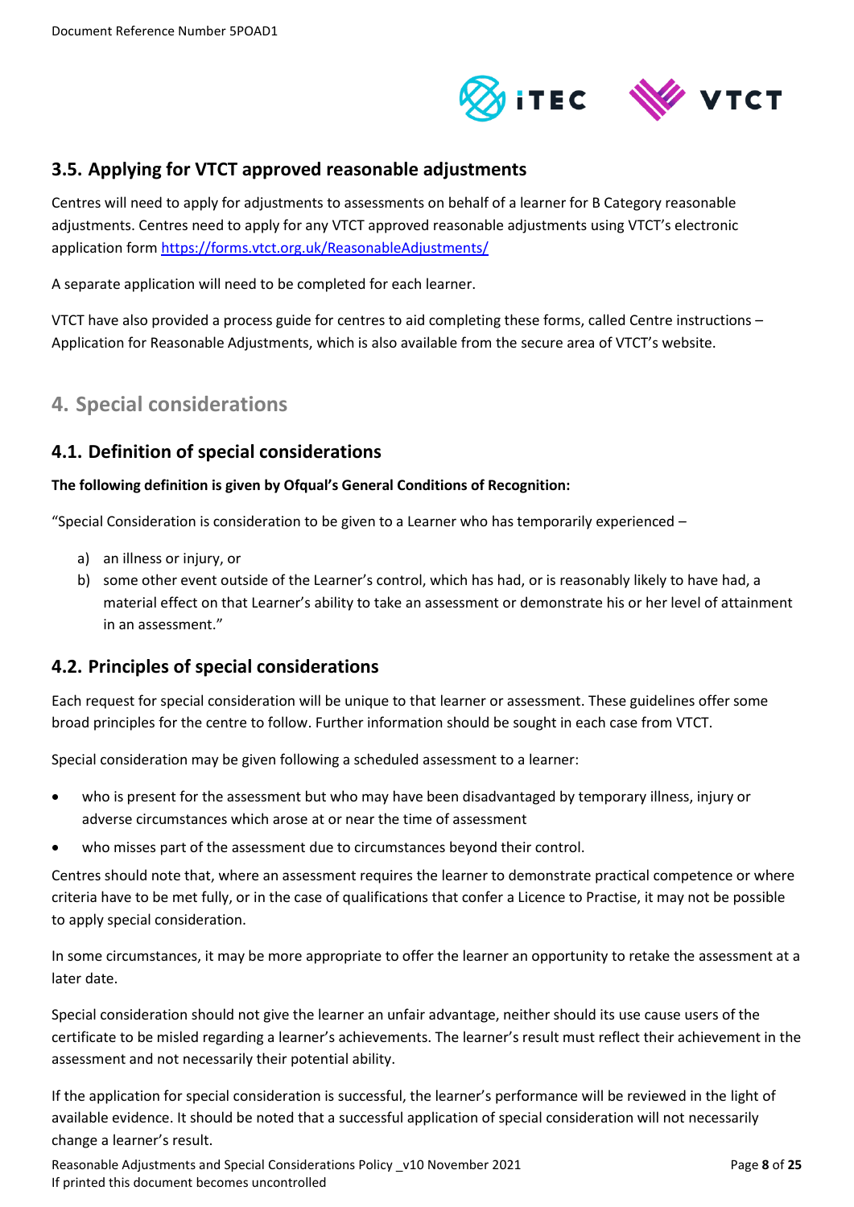## 3.5. Applying for VTCT approved reasonable adjustments

Centres will need to apply for adjustments to assessments on behalf of a learner for B Category reasonable adjustments. Centres need to apply for any VTCT approved reasonable adjustments using VTCT's electronic application form https://forms.vtct.org.uk/ReasonableAdjustments/

A separate application will need to be completed for each learner.

VTCT have also provided a process guide for centres to aid completing these forms, called Centre instructions – Application for Reasonable Adjustments, which is also available from the secure area of VTCT's website.

# 4. Special considerations

## 4.1. Definition of special considerations

**The following definition is given by Ofqual's General Conditions of Recognition:**

"Special Consideration is consideration to be given to a Learner who has temporarily experienced –

a) an illness or injury, or
b) some other event outside of the Learner's control, which has had, or is reasonably likely to have had, a material effect on that Learner's ability to take an assessment or demonstrate his or her level of attainment in an assessment."

## 4.2. Principles of special considerations

Each request for special consideration will be unique to that learner or assessment. These guidelines offer some broad principles for the centre to follow. Further information should be sought in each case from VTCT.

Special consideration may be given following a scheduled assessment to a learner:

- who is present for the assessment but who may have been disadvantaged by temporary illness, injury or adverse circumstances which arose at or near the time of assessment
- who misses part of the assessment due to circumstances beyond their control.

Centres should note that, where an assessment requires the learner to demonstrate practical competence or where criteria have to be met fully, or in the case of qualifications that confer a Licence to Practise, it may not be possible to apply special consideration.

In some circumstances, it may be more appropriate to offer the learner an opportunity to retake the assessment at a later date.

Special consideration should not give the learner an unfair advantage, neither should its use cause users of the certificate to be misled regarding a learner's achievements. The learner's result must reflect their achievement in the assessment and not necessarily their potential ability.

If the application for special consideration is successful, the learner's performance will be reviewed in the light of available evidence. It should be noted that a successful application of special consideration will not necessarily change a learner's result.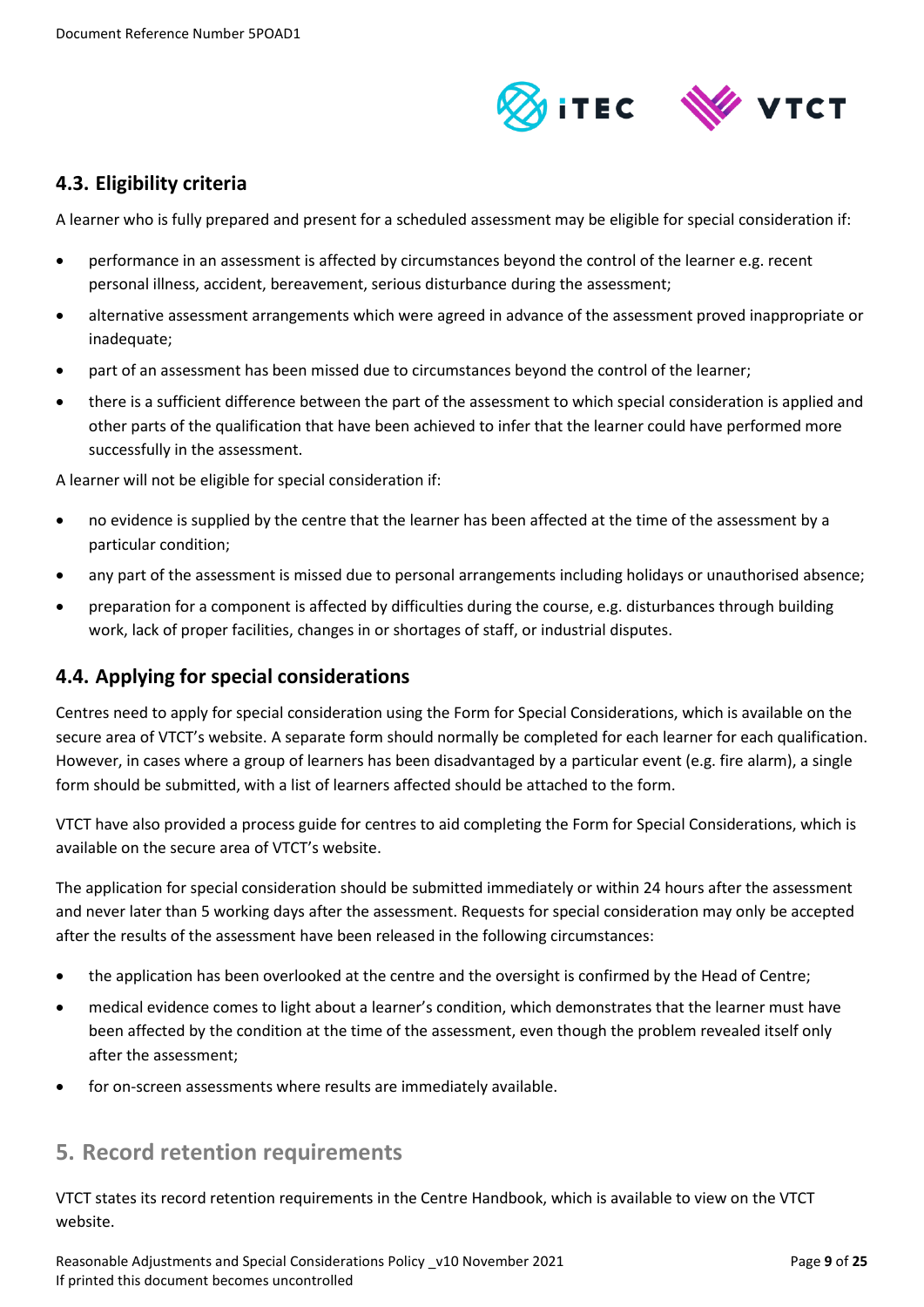## 4.3. Eligibility criteria

A learner who is fully prepared and present for a scheduled assessment may be eligible for special consideration if:

- performance in an assessment is affected by circumstances beyond the control of the learner e.g. recent personal illness, accident, bereavement, serious disturbance during the assessment;
- alternative assessment arrangements which were agreed in advance of the assessment proved inappropriate or inadequate;
- part of an assessment has been missed due to circumstances beyond the control of the learner;
- there is a sufficient difference between the part of the assessment to which special consideration is applied and other parts of the qualification that have been achieved to infer that the learner could have performed more successfully in the assessment.

A learner will not be eligible for special consideration if:

- no evidence is supplied by the centre that the learner has been affected at the time of the assessment by a particular condition;
- any part of the assessment is missed due to personal arrangements including holidays or unauthorised absence;
- preparation for a component is affected by difficulties during the course, e.g. disturbances through building work, lack of proper facilities, changes in or shortages of staff, or industrial disputes.

## 4.4. Applying for special considerations

Centres need to apply for special consideration using the Form for Special Considerations, which is available on the secure area of VTCT's website. A separate form should normally be completed for each learner for each qualification. However, in cases where a group of learners has been disadvantaged by a particular event (e.g. fire alarm), a single form should be submitted, with a list of learners affected should be attached to the form.

VTCT have also provided a process guide for centres to aid completing the Form for Special Considerations, which is available on the secure area of VTCT's website.

The application for special consideration should be submitted immediately or within 24 hours after the assessment and never later than 5 working days after the assessment. Requests for special consideration may only be accepted after the results of the assessment have been released in the following circumstances:

- the application has been overlooked at the centre and the oversight is confirmed by the Head of Centre;
- medical evidence comes to light about a learner's condition, which demonstrates that the learner must have been affected by the condition at the time of the assessment, even though the problem revealed itself only after the assessment;
- for on-screen assessments where results are immediately available.

# 5. Record retention requirements

VTCT states its record retention requirements in the Centre Handbook, which is available to view on the VTCT website.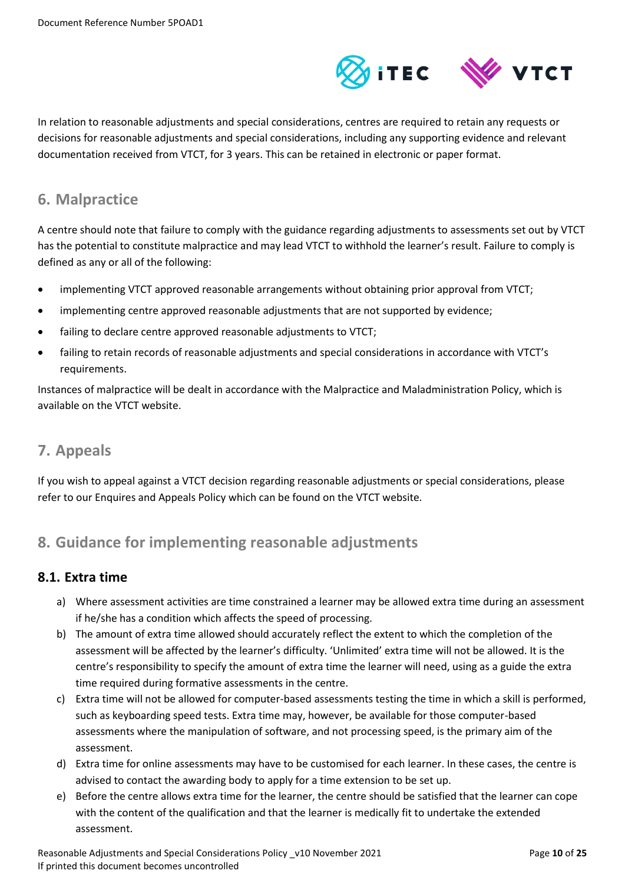In relation to reasonable adjustments and special considerations, centres are required to retain any requests or decisions for reasonable adjustments and special considerations, including any supporting evidence and relevant documentation received from VTCT, for 3 years. This can be retained in electronic or paper format.

## 6. Malpractice

A centre should note that failure to comply with the guidance regarding adjustments to assessments set out by VTCT has the potential to constitute malpractice and may lead VTCT to withhold the learner's result. Failure to comply is defined as any or all of the following:

- implementing VTCT approved reasonable arrangements without obtaining prior approval from VTCT;
- implementing centre approved reasonable adjustments that are not supported by evidence;
- failing to declare centre approved reasonable adjustments to VTCT;
- failing to retain records of reasonable adjustments and special considerations in accordance with VTCT's requirements.

Instances of malpractice will be dealt in accordance with the Malpractice and Maladministration Policy, which is available on the VTCT website.

## 7. Appeals

If you wish to appeal against a VTCT decision regarding reasonable adjustments or special considerations, please refer to our Enquires and Appeals Policy which can be found on the VTCT website.

## 8. Guidance for implementing reasonable adjustments

### 8.1. Extra time

a) Where assessment activities are time constrained a learner may be allowed extra time during an assessment if he/she has a condition which affects the speed of processing.

b) The amount of extra time allowed should accurately reflect the extent to which the completion of the assessment will be affected by the learner's difficulty. 'Unlimited' extra time will not be allowed. It is the centre's responsibility to specify the amount of extra time the learner will need, using as a guide the extra time required during formative assessments in the centre.

c) Extra time will not be allowed for computer-based assessments testing the time in which a skill is performed, such as keyboarding speed tests. Extra time may, however, be available for those computer-based assessments where the manipulation of software, and not processing speed, is the primary aim of the assessment.

d) Extra time for online assessments may have to be customised for each learner. In these cases, the centre is advised to contact the awarding body to apply for a time extension to be set up.

e) Before the centre allows extra time for the learner, the centre should be satisfied that the learner can cope with the content of the qualification and that the learner is medically fit to undertake the extended assessment.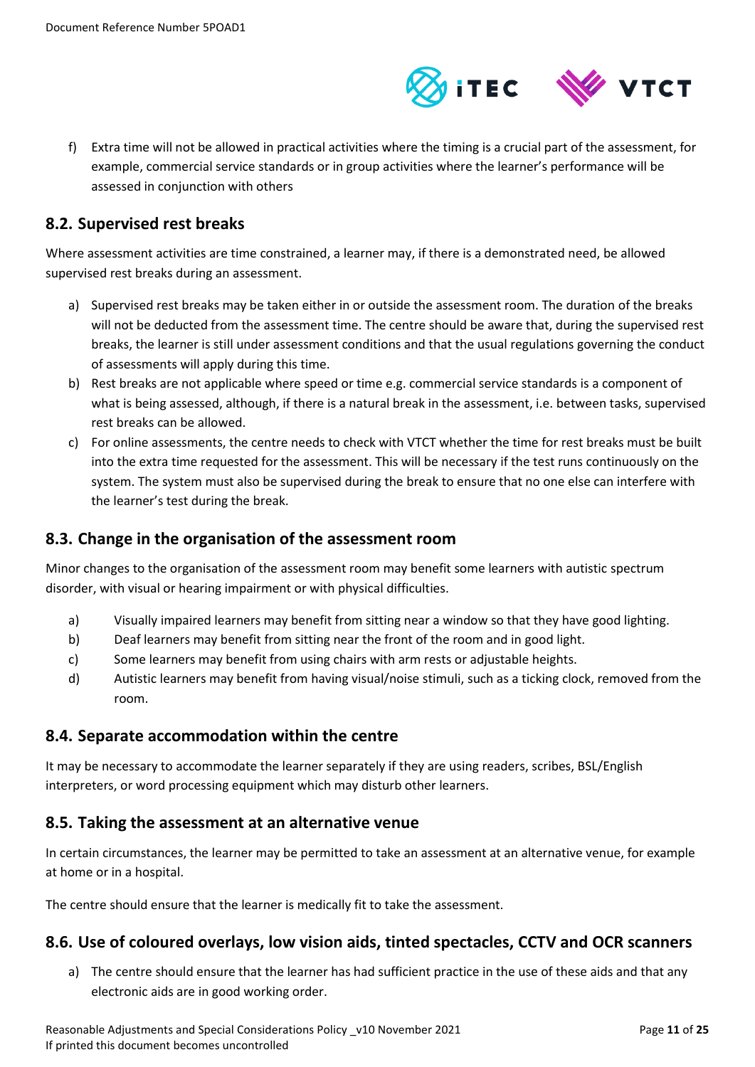f) Extra time will not be allowed in practical activities where the timing is a crucial part of the assessment, for example, commercial service standards or in group activities where the learner's performance will be assessed in conjunction with others

## 8.2. Supervised rest breaks

Where assessment activities are time constrained, a learner may, if there is a demonstrated need, be allowed supervised rest breaks during an assessment.

a) Supervised rest breaks may be taken either in or outside the assessment room. The duration of the breaks will not be deducted from the assessment time. The centre should be aware that, during the supervised rest breaks, the learner is still under assessment conditions and that the usual regulations governing the conduct of assessments will apply during this time.

b) Rest breaks are not applicable where speed or time e.g. commercial service standards is a component of what is being assessed, although, if there is a natural break in the assessment, i.e. between tasks, supervised rest breaks can be allowed.

c) For online assessments, the centre needs to check with VTCT whether the time for rest breaks must be built into the extra time requested for the assessment. This will be necessary if the test runs continuously on the system. The system must also be supervised during the break to ensure that no one else can interfere with the learner's test during the break.

## 8.3. Change in the organisation of the assessment room

Minor changes to the organisation of the assessment room may benefit some learners with autistic spectrum disorder, with visual or hearing impairment or with physical difficulties.

a) Visually impaired learners may benefit from sitting near a window so that they have good lighting.

b) Deaf learners may benefit from sitting near the front of the room and in good light.

c) Some learners may benefit from using chairs with arm rests or adjustable heights.

d) Autistic learners may benefit from having visual/noise stimuli, such as a ticking clock, removed from the room.

## 8.4. Separate accommodation within the centre

It may be necessary to accommodate the learner separately if they are using readers, scribes, BSL/English interpreters, or word processing equipment which may disturb other learners.

## 8.5. Taking the assessment at an alternative venue

In certain circumstances, the learner may be permitted to take an assessment at an alternative venue, for example at home or in a hospital.

The centre should ensure that the learner is medically fit to take the assessment.

## 8.6. Use of coloured overlays, low vision aids, tinted spectacles, CCTV and OCR scanners

a) The centre should ensure that the learner has had sufficient practice in the use of these aids and that any electronic aids are in good working order.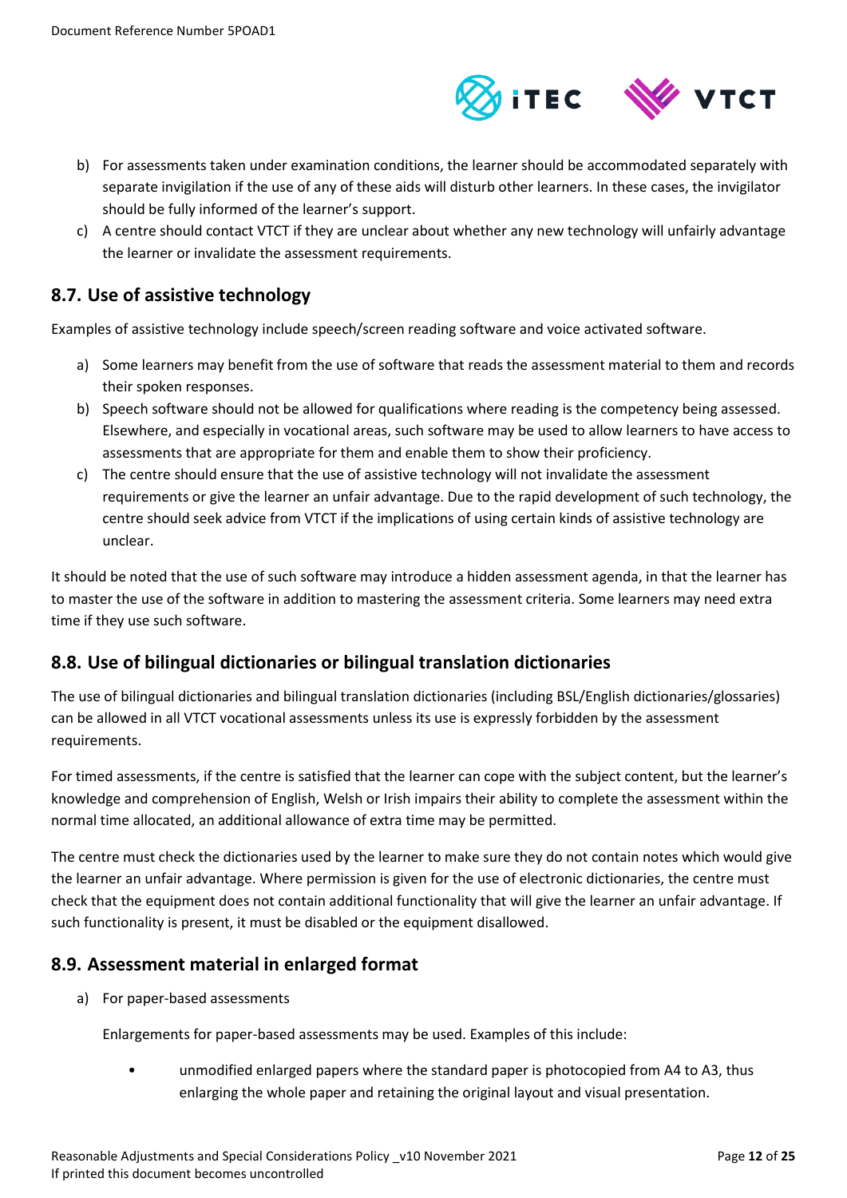b) For assessments taken under examination conditions, the learner should be accommodated separately with separate invigilation if the use of any of these aids will disturb other learners. In these cases, the invigilator should be fully informed of the learner's support.

c) A centre should contact VTCT if they are unclear about whether any new technology will unfairly advantage the learner or invalidate the assessment requirements.

## 8.7. Use of assistive technology

Examples of assistive technology include speech/screen reading software and voice activated software.

a) Some learners may benefit from the use of software that reads the assessment material to them and records their spoken responses.

b) Speech software should not be allowed for qualifications where reading is the competency being assessed. Elsewhere, and especially in vocational areas, such software may be used to allow learners to have access to assessments that are appropriate for them and enable them to show their proficiency.

c) The centre should ensure that the use of assistive technology will not invalidate the assessment requirements or give the learner an unfair advantage. Due to the rapid development of such technology, the centre should seek advice from VTCT if the implications of using certain kinds of assistive technology are unclear.

It should be noted that the use of such software may introduce a hidden assessment agenda, in that the learner has to master the use of the software in addition to mastering the assessment criteria. Some learners may need extra time if they use such software.

## 8.8. Use of bilingual dictionaries or bilingual translation dictionaries

The use of bilingual dictionaries and bilingual translation dictionaries (including BSL/English dictionaries/glossaries) can be allowed in all VTCT vocational assessments unless its use is expressly forbidden by the assessment requirements.

For timed assessments, if the centre is satisfied that the learner can cope with the subject content, but the learner's knowledge and comprehension of English, Welsh or Irish impairs their ability to complete the assessment within the normal time allocated, an additional allowance of extra time may be permitted.

The centre must check the dictionaries used by the learner to make sure they do not contain notes which would give the learner an unfair advantage. Where permission is given for the use of electronic dictionaries, the centre must check that the equipment does not contain additional functionality that will give the learner an unfair advantage. If such functionality is present, it must be disabled or the equipment disallowed.

## 8.9. Assessment material in enlarged format

a) For paper-based assessments

Enlargements for paper-based assessments may be used. Examples of this include:

- unmodified enlarged papers where the standard paper is photocopied from A4 to A3, thus enlarging the whole paper and retaining the original layout and visual presentation.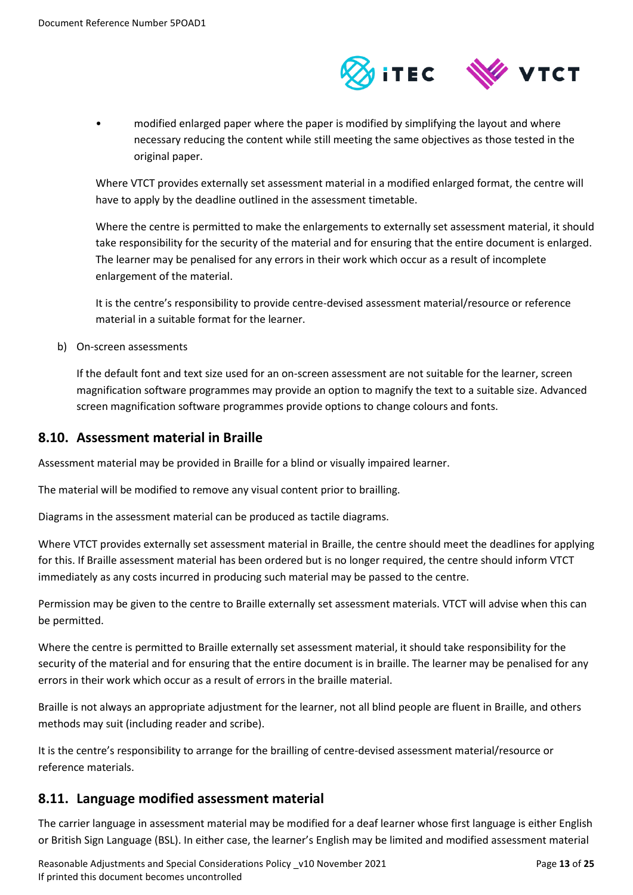- modified enlarged paper where the paper is modified by simplifying the layout and where necessary reducing the content while still meeting the same objectives as those tested in the original paper.

  Where VTCT provides externally set assessment material in a modified enlarged format, the centre will have to apply by the deadline outlined in the assessment timetable.

  Where the centre is permitted to make the enlargements to externally set assessment material, it should take responsibility for the security of the material and for ensuring that the entire document is enlarged. The learner may be penalised for any errors in their work which occur as a result of incomplete enlargement of the material.

  It is the centre's responsibility to provide centre-devised assessment material/resource or reference material in a suitable format for the learner.

b) On-screen assessments

   If the default font and text size used for an on-screen assessment are not suitable for the learner, screen magnification software programmes may provide an option to magnify the text to a suitable size. Advanced screen magnification software programmes provide options to change colours and fonts.

## 8.10. Assessment material in Braille

Assessment material may be provided in Braille for a blind or visually impaired learner.

The material will be modified to remove any visual content prior to brailling.

Diagrams in the assessment material can be produced as tactile diagrams.

Where VTCT provides externally set assessment material in Braille, the centre should meet the deadlines for applying for this. If Braille assessment material has been ordered but is no longer required, the centre should inform VTCT immediately as any costs incurred in producing such material may be passed to the centre.

Permission may be given to the centre to Braille externally set assessment materials. VTCT will advise when this can be permitted.

Where the centre is permitted to Braille externally set assessment material, it should take responsibility for the security of the material and for ensuring that the entire document is in braille. The learner may be penalised for any errors in their work which occur as a result of errors in the braille material.

Braille is not always an appropriate adjustment for the learner, not all blind people are fluent in Braille, and others methods may suit (including reader and scribe).

It is the centre's responsibility to arrange for the brailling of centre-devised assessment material/resource or reference materials.

## 8.11. Language modified assessment material

The carrier language in assessment material may be modified for a deaf learner whose first language is either English or British Sign Language (BSL). In either case, the learner's English may be limited and modified assessment material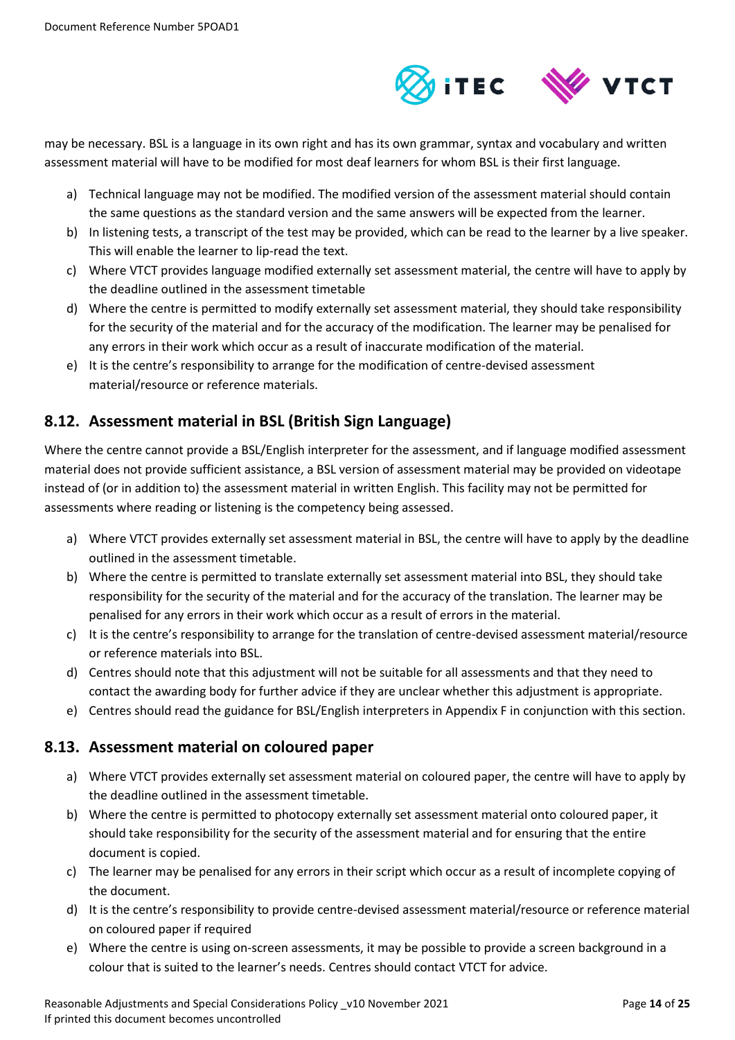may be necessary. BSL is a language in its own right and has its own grammar, syntax and vocabulary and written assessment material will have to be modified for most deaf learners for whom BSL is their first language.

a) Technical language may not be modified. The modified version of the assessment material should contain the same questions as the standard version and the same answers will be expected from the learner.
b) In listening tests, a transcript of the test may be provided, which can be read to the learner by a live speaker. This will enable the learner to lip-read the text.
c) Where VTCT provides language modified externally set assessment material, the centre will have to apply by the deadline outlined in the assessment timetable
d) Where the centre is permitted to modify externally set assessment material, they should take responsibility for the security of the material and for the accuracy of the modification. The learner may be penalised for any errors in their work which occur as a result of inaccurate modification of the material.
e) It is the centre's responsibility to arrange for the modification of centre-devised assessment material/resource or reference materials.

## 8.12. Assessment material in BSL (British Sign Language)

Where the centre cannot provide a BSL/English interpreter for the assessment, and if language modified assessment material does not provide sufficient assistance, a BSL version of assessment material may be provided on videotape instead of (or in addition to) the assessment material in written English. This facility may not be permitted for assessments where reading or listening is the competency being assessed.

a) Where VTCT provides externally set assessment material in BSL, the centre will have to apply by the deadline outlined in the assessment timetable.
b) Where the centre is permitted to translate externally set assessment material into BSL, they should take responsibility for the security of the material and for the accuracy of the translation. The learner may be penalised for any errors in their work which occur as a result of errors in the material.
c) It is the centre's responsibility to arrange for the translation of centre-devised assessment material/resource or reference materials into BSL.
d) Centres should note that this adjustment will not be suitable for all assessments and that they need to contact the awarding body for further advice if they are unclear whether this adjustment is appropriate.
e) Centres should read the guidance for BSL/English interpreters in Appendix F in conjunction with this section.

## 8.13. Assessment material on coloured paper

a) Where VTCT provides externally set assessment material on coloured paper, the centre will have to apply by the deadline outlined in the assessment timetable.
b) Where the centre is permitted to photocopy externally set assessment material onto coloured paper, it should take responsibility for the security of the assessment material and for ensuring that the entire document is copied.
c) The learner may be penalised for any errors in their script which occur as a result of incomplete copying of the document.
d) It is the centre's responsibility to provide centre-devised assessment material/resource or reference material on coloured paper if required
e) Where the centre is using on-screen assessments, it may be possible to provide a screen background in a colour that is suited to the learner's needs. Centres should contact VTCT for advice.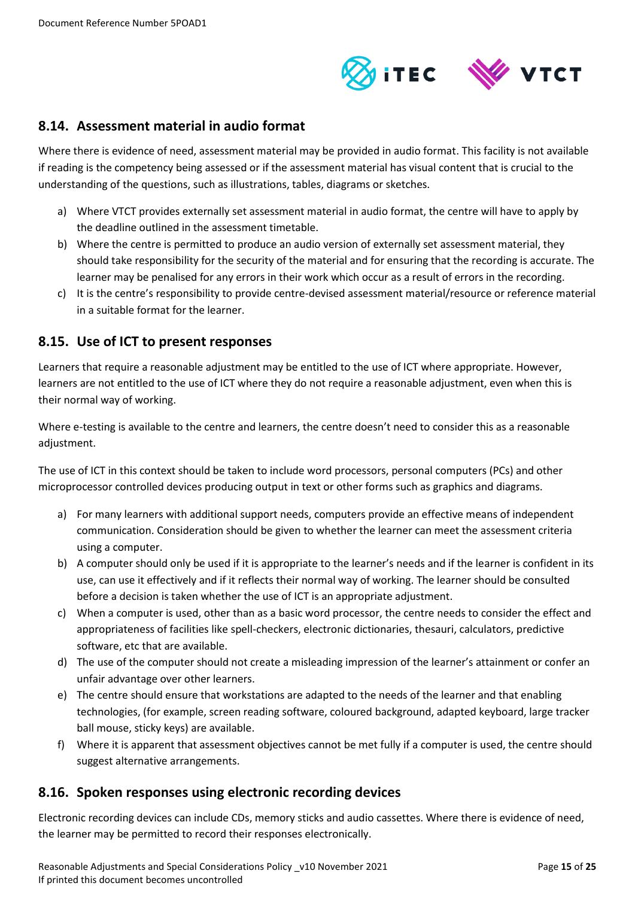## 8.14. Assessment material in audio format

Where there is evidence of need, assessment material may be provided in audio format. This facility is not available if reading is the competency being assessed or if the assessment material has visual content that is crucial to the understanding of the questions, such as illustrations, tables, diagrams or sketches.

a) Where VTCT provides externally set assessment material in audio format, the centre will have to apply by the deadline outlined in the assessment timetable.
b) Where the centre is permitted to produce an audio version of externally set assessment material, they should take responsibility for the security of the material and for ensuring that the recording is accurate. The learner may be penalised for any errors in their work which occur as a result of errors in the recording.
c) It is the centre's responsibility to provide centre-devised assessment material/resource or reference material in a suitable format for the learner.

## 8.15. Use of ICT to present responses

Learners that require a reasonable adjustment may be entitled to the use of ICT where appropriate. However, learners are not entitled to the use of ICT where they do not require a reasonable adjustment, even when this is their normal way of working.

Where e-testing is available to the centre and learners, the centre doesn't need to consider this as a reasonable adjustment.

The use of ICT in this context should be taken to include word processors, personal computers (PCs) and other microprocessor controlled devices producing output in text or other forms such as graphics and diagrams.

a) For many learners with additional support needs, computers provide an effective means of independent communication. Consideration should be given to whether the learner can meet the assessment criteria using a computer.
b) A computer should only be used if it is appropriate to the learner's needs and if the learner is confident in its use, can use it effectively and if it reflects their normal way of working. The learner should be consulted before a decision is taken whether the use of ICT is an appropriate adjustment.
c) When a computer is used, other than as a basic word processor, the centre needs to consider the effect and appropriateness of facilities like spell-checkers, electronic dictionaries, thesauri, calculators, predictive software, etc that are available.
d) The use of the computer should not create a misleading impression of the learner's attainment or confer an unfair advantage over other learners.
e) The centre should ensure that workstations are adapted to the needs of the learner and that enabling technologies, (for example, screen reading software, coloured background, adapted keyboard, large tracker ball mouse, sticky keys) are available.
f) Where it is apparent that assessment objectives cannot be met fully if a computer is used, the centre should suggest alternative arrangements.

## 8.16. Spoken responses using electronic recording devices

Electronic recording devices can include CDs, memory sticks and audio cassettes. Where there is evidence of need, the learner may be permitted to record their responses electronically.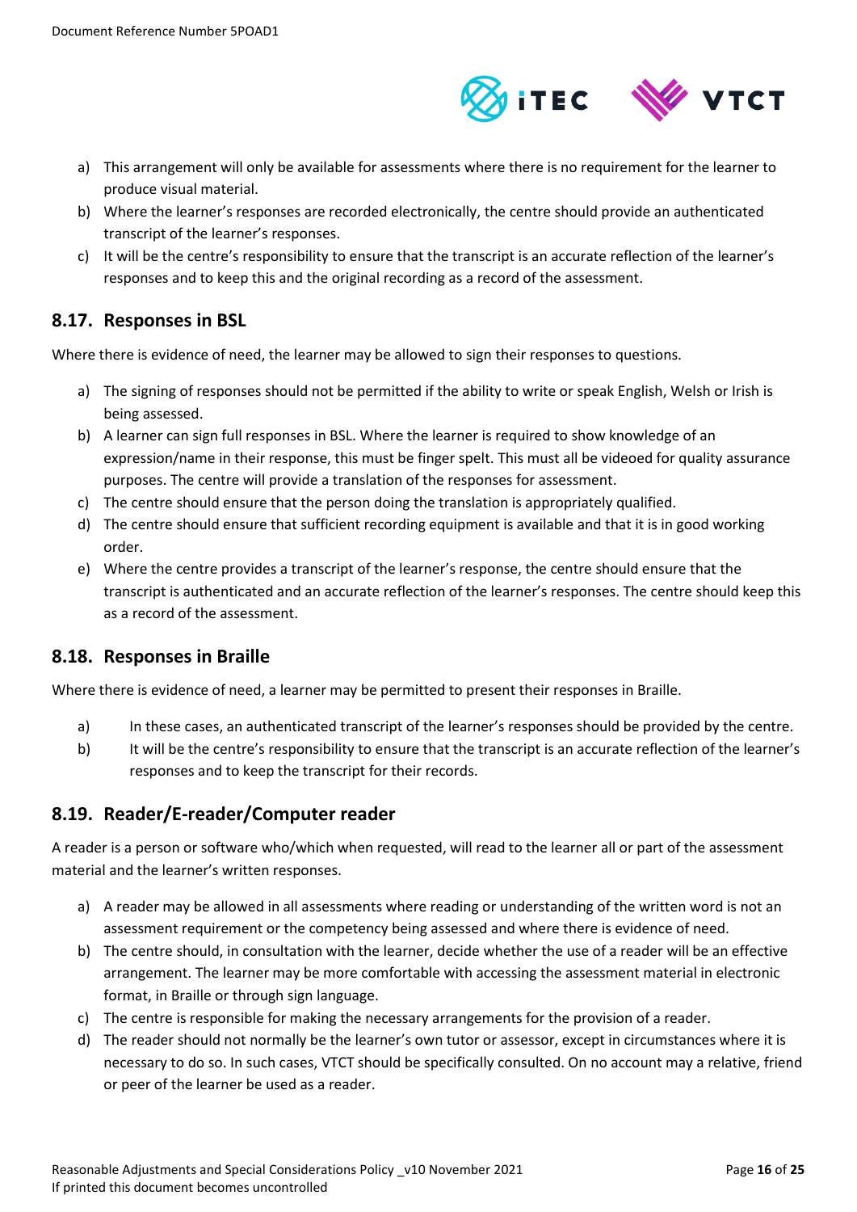a) This arrangement will only be available for assessments where there is no requirement for the learner to produce visual material.
b) Where the learner's responses are recorded electronically, the centre should provide an authenticated transcript of the learner's responses.
c) It will be the centre's responsibility to ensure that the transcript is an accurate reflection of the learner's responses and to keep this and the original recording as a record of the assessment.

## 8.17. Responses in BSL

Where there is evidence of need, the learner may be allowed to sign their responses to questions.

a) The signing of responses should not be permitted if the ability to write or speak English, Welsh or Irish is being assessed.
b) A learner can sign full responses in BSL. Where the learner is required to show knowledge of an expression/name in their response, this must be finger spelt. This must all be videoed for quality assurance purposes. The centre will provide a translation of the responses for assessment.
c) The centre should ensure that the person doing the translation is appropriately qualified.
d) The centre should ensure that sufficient recording equipment is available and that it is in good working order.
e) Where the centre provides a transcript of the learner's response, the centre should ensure that the transcript is authenticated and an accurate reflection of the learner's responses. The centre should keep this as a record of the assessment.

## 8.18. Responses in Braille

Where there is evidence of need, a learner may be permitted to present their responses in Braille.

a) In these cases, an authenticated transcript of the learner's responses should be provided by the centre.
b) It will be the centre's responsibility to ensure that the transcript is an accurate reflection of the learner's responses and to keep the transcript for their records.

## 8.19. Reader/E-reader/Computer reader

A reader is a person or software who/which when requested, will read to the learner all or part of the assessment material and the learner's written responses.

a) A reader may be allowed in all assessments where reading or understanding of the written word is not an assessment requirement or the competency being assessed and where there is evidence of need.
b) The centre should, in consultation with the learner, decide whether the use of a reader will be an effective arrangement. The learner may be more comfortable with accessing the assessment material in electronic format, in Braille or through sign language.
c) The centre is responsible for making the necessary arrangements for the provision of a reader.
d) The reader should not normally be the learner's own tutor or assessor, except in circumstances where it is necessary to do so. In such cases, VTCT should be specifically consulted. On no account may a relative, friend or peer of the learner be used as a reader.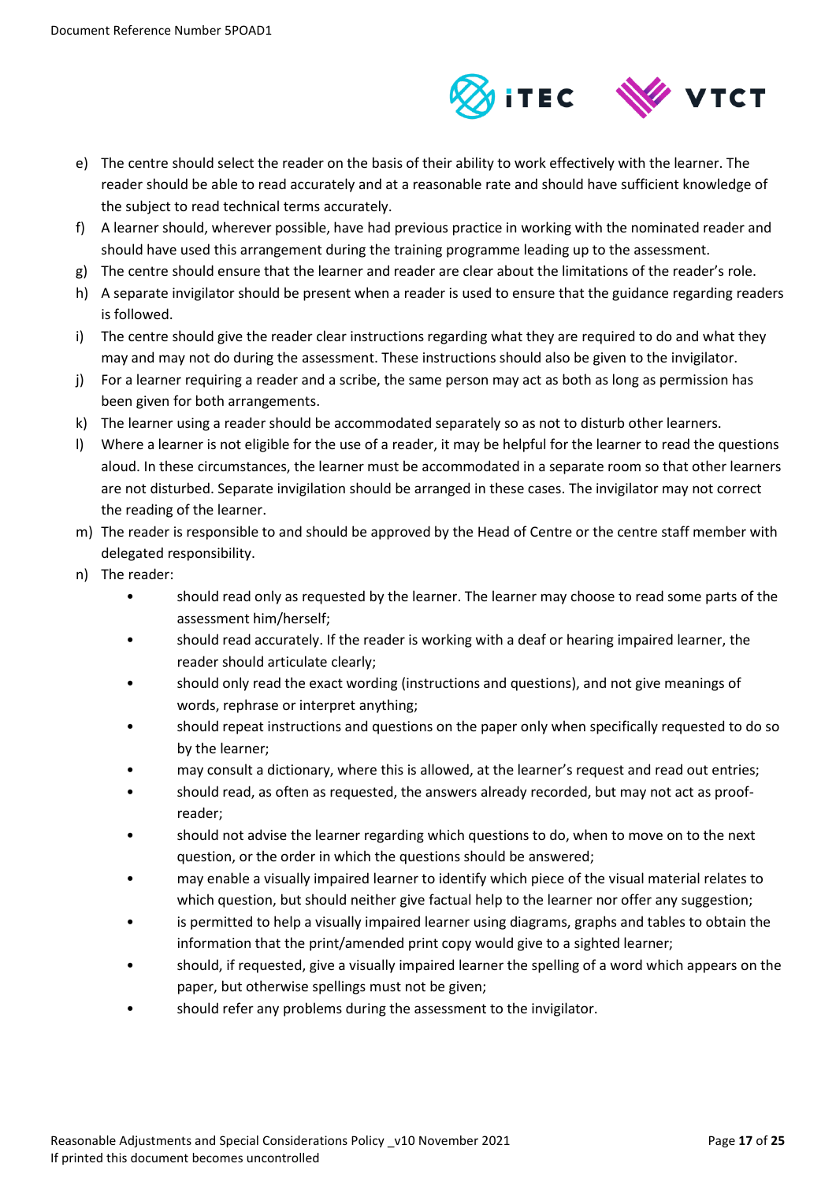e) The centre should select the reader on the basis of their ability to work effectively with the learner. The reader should be able to read accurately and at a reasonable rate and should have sufficient knowledge of the subject to read technical terms accurately.
f) A learner should, wherever possible, have had previous practice in working with the nominated reader and should have used this arrangement during the training programme leading up to the assessment.
g) The centre should ensure that the learner and reader are clear about the limitations of the reader's role.
h) A separate invigilator should be present when a reader is used to ensure that the guidance regarding readers is followed.
i) The centre should give the reader clear instructions regarding what they are required to do and what they may and may not do during the assessment. These instructions should also be given to the invigilator.
j) For a learner requiring a reader and a scribe, the same person may act as both as long as permission has been given for both arrangements.
k) The learner using a reader should be accommodated separately so as not to disturb other learners.
l) Where a learner is not eligible for the use of a reader, it may be helpful for the learner to read the questions aloud. In these circumstances, the learner must be accommodated in a separate room so that other learners are not disturbed. Separate invigilation should be arranged in these cases. The invigilator may not correct the reading of the learner.
m) The reader is responsible to and should be approved by the Head of Centre or the centre staff member with delegated responsibility.
n) The reader:
    - should read only as requested by the learner. The learner may choose to read some parts of the assessment him/herself;
    - should read accurately. If the reader is working with a deaf or hearing impaired learner, the reader should articulate clearly;
    - should only read the exact wording (instructions and questions), and not give meanings of words, rephrase or interpret anything;
    - should repeat instructions and questions on the paper only when specifically requested to do so by the learner;
    - may consult a dictionary, where this is allowed, at the learner's request and read out entries;
    - should read, as often as requested, the answers already recorded, but may not act as proof-reader;
    - should not advise the learner regarding which questions to do, when to move on to the next question, or the order in which the questions should be answered;
    - may enable a visually impaired learner to identify which piece of the visual material relates to which question, but should neither give factual help to the learner nor offer any suggestion;
    - is permitted to help a visually impaired learner using diagrams, graphs and tables to obtain the information that the print/amended print copy would give to a sighted learner;
    - should, if requested, give a visually impaired learner the spelling of a word which appears on the paper, but otherwise spellings must not be given;
    - should refer any problems during the assessment to the invigilator.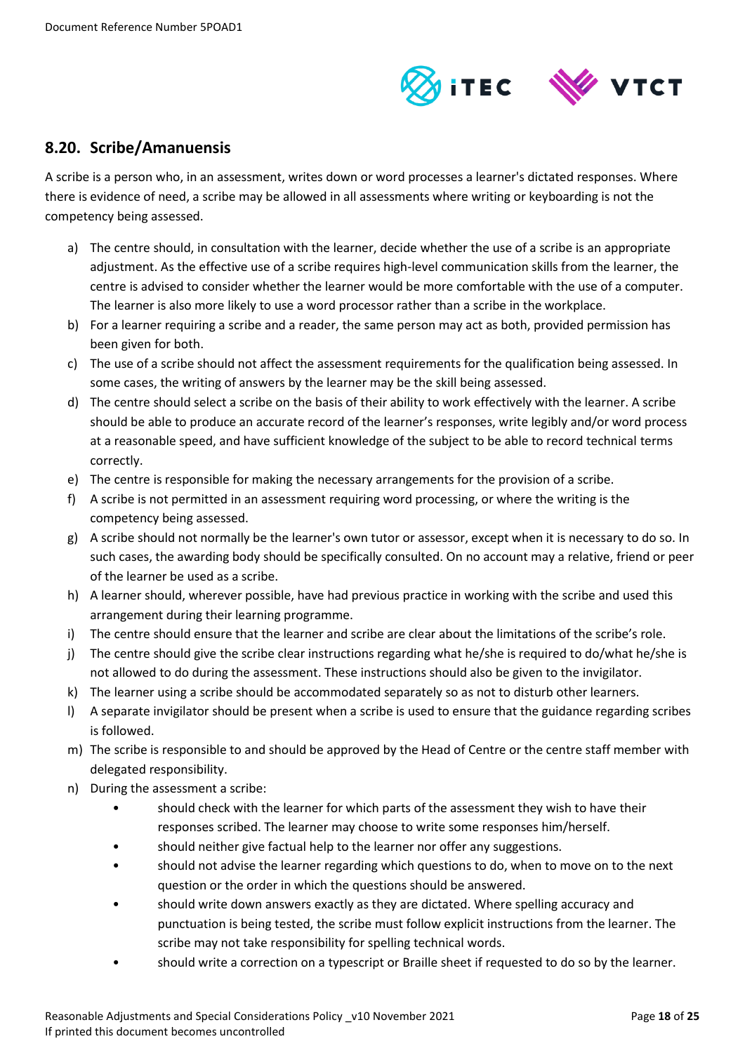## 8.20. Scribe/Amanuensis

A scribe is a person who, in an assessment, writes down or word processes a learner's dictated responses. Where there is evidence of need, a scribe may be allowed in all assessments where writing or keyboarding is not the competency being assessed.

a) The centre should, in consultation with the learner, decide whether the use of a scribe is an appropriate adjustment. As the effective use of a scribe requires high-level communication skills from the learner, the centre is advised to consider whether the learner would be more comfortable with the use of a computer. The learner is also more likely to use a word processor rather than a scribe in the workplace.
b) For a learner requiring a scribe and a reader, the same person may act as both, provided permission has been given for both.
c) The use of a scribe should not affect the assessment requirements for the qualification being assessed. In some cases, the writing of answers by the learner may be the skill being assessed.
d) The centre should select a scribe on the basis of their ability to work effectively with the learner. A scribe should be able to produce an accurate record of the learner's responses, write legibly and/or word process at a reasonable speed, and have sufficient knowledge of the subject to be able to record technical terms correctly.
e) The centre is responsible for making the necessary arrangements for the provision of a scribe.
f) A scribe is not permitted in an assessment requiring word processing, or where the writing is the competency being assessed.
g) A scribe should not normally be the learner's own tutor or assessor, except when it is necessary to do so. In such cases, the awarding body should be specifically consulted. On no account may a relative, friend or peer of the learner be used as a scribe.
h) A learner should, wherever possible, have had previous practice in working with the scribe and used this arrangement during their learning programme.
i) The centre should ensure that the learner and scribe are clear about the limitations of the scribe's role.
j) The centre should give the scribe clear instructions regarding what he/she is required to do/what he/she is not allowed to do during the assessment. These instructions should also be given to the invigilator.
k) The learner using a scribe should be accommodated separately so as not to disturb other learners.
l) A separate invigilator should be present when a scribe is used to ensure that the guidance regarding scribes is followed.
m) The scribe is responsible to and should be approved by the Head of Centre or the centre staff member with delegated responsibility.
n) During the assessment a scribe:
    - should check with the learner for which parts of the assessment they wish to have their responses scribed. The learner may choose to write some responses him/herself.
    - should neither give factual help to the learner nor offer any suggestions.
    - should not advise the learner regarding which questions to do, when to move on to the next question or the order in which the questions should be answered.
    - should write down answers exactly as they are dictated. Where spelling accuracy and punctuation is being tested, the scribe must follow explicit instructions from the learner. The scribe may not take responsibility for spelling technical words.
    - should write a correction on a typescript or Braille sheet if requested to do so by the learner.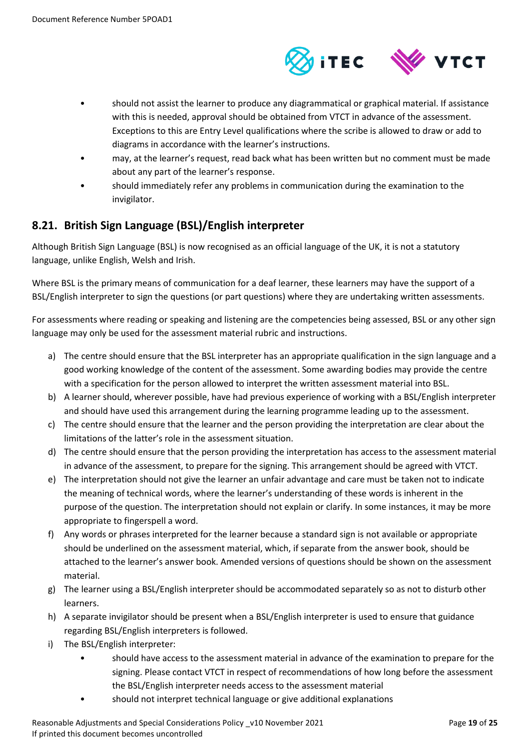- should not assist the learner to produce any diagrammatical or graphical material. If assistance with this is needed, approval should be obtained from VTCT in advance of the assessment. Exceptions to this are Entry Level qualifications where the scribe is allowed to draw or add to diagrams in accordance with the learner's instructions.
- may, at the learner's request, read back what has been written but no comment must be made about any part of the learner's response.
- should immediately refer any problems in communication during the examination to the invigilator.

## 8.21. British Sign Language (BSL)/English interpreter

Although British Sign Language (BSL) is now recognised as an official language of the UK, it is not a statutory language, unlike English, Welsh and Irish.

Where BSL is the primary means of communication for a deaf learner, these learners may have the support of a BSL/English interpreter to sign the questions (or part questions) where they are undertaking written assessments.

For assessments where reading or speaking and listening are the competencies being assessed, BSL or any other sign language may only be used for the assessment material rubric and instructions.

a) The centre should ensure that the BSL interpreter has an appropriate qualification in the sign language and a good working knowledge of the content of the assessment. Some awarding bodies may provide the centre with a specification for the person allowed to interpret the written assessment material into BSL.
b) A learner should, wherever possible, have had previous experience of working with a BSL/English interpreter and should have used this arrangement during the learning programme leading up to the assessment.
c) The centre should ensure that the learner and the person providing the interpretation are clear about the limitations of the latter's role in the assessment situation.
d) The centre should ensure that the person providing the interpretation has access to the assessment material in advance of the assessment, to prepare for the signing. This arrangement should be agreed with VTCT.
e) The interpretation should not give the learner an unfair advantage and care must be taken not to indicate the meaning of technical words, where the learner's understanding of these words is inherent in the purpose of the question. The interpretation should not explain or clarify. In some instances, it may be more appropriate to fingerspell a word.
f) Any words or phrases interpreted for the learner because a standard sign is not available or appropriate should be underlined on the assessment material, which, if separate from the answer book, should be attached to the learner's answer book. Amended versions of questions should be shown on the assessment material.
g) The learner using a BSL/English interpreter should be accommodated separately so as not to disturb other learners.
h) A separate invigilator should be present when a BSL/English interpreter is used to ensure that guidance regarding BSL/English interpreters is followed.
i) The BSL/English interpreter:
    - should have access to the assessment material in advance of the examination to prepare for the signing. Please contact VTCT in respect of recommendations of how long before the assessment the BSL/English interpreter needs access to the assessment material
    - should not interpret technical language or give additional explanations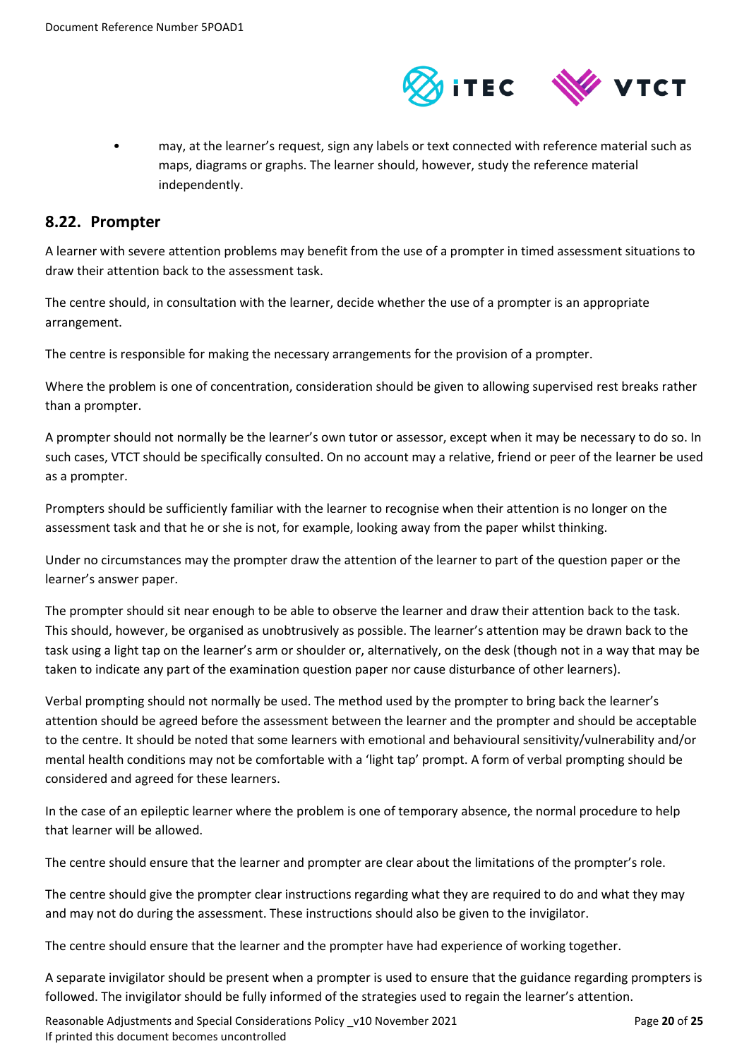- may, at the learner's request, sign any labels or text connected with reference material such as maps, diagrams or graphs. The learner should, however, study the reference material independently.

## 8.22. Prompter

A learner with severe attention problems may benefit from the use of a prompter in timed assessment situations to draw their attention back to the assessment task.

The centre should, in consultation with the learner, decide whether the use of a prompter is an appropriate arrangement.

The centre is responsible for making the necessary arrangements for the provision of a prompter.

Where the problem is one of concentration, consideration should be given to allowing supervised rest breaks rather than a prompter.

A prompter should not normally be the learner's own tutor or assessor, except when it may be necessary to do so. In such cases, VTCT should be specifically consulted. On no account may a relative, friend or peer of the learner be used as a prompter.

Prompters should be sufficiently familiar with the learner to recognise when their attention is no longer on the assessment task and that he or she is not, for example, looking away from the paper whilst thinking.

Under no circumstances may the prompter draw the attention of the learner to part of the question paper or the learner's answer paper.

The prompter should sit near enough to be able to observe the learner and draw their attention back to the task. This should, however, be organised as unobtrusively as possible. The learner's attention may be drawn back to the task using a light tap on the learner's arm or shoulder or, alternatively, on the desk (though not in a way that may be taken to indicate any part of the examination question paper nor cause disturbance of other learners).

Verbal prompting should not normally be used. The method used by the prompter to bring back the learner's attention should be agreed before the assessment between the learner and the prompter and should be acceptable to the centre. It should be noted that some learners with emotional and behavioural sensitivity/vulnerability and/or mental health conditions may not be comfortable with a 'light tap' prompt. A form of verbal prompting should be considered and agreed for these learners.

In the case of an epileptic learner where the problem is one of temporary absence, the normal procedure to help that learner will be allowed.

The centre should ensure that the learner and prompter are clear about the limitations of the prompter's role.

The centre should give the prompter clear instructions regarding what they are required to do and what they may and may not do during the assessment. These instructions should also be given to the invigilator.

The centre should ensure that the learner and the prompter have had experience of working together.

A separate invigilator should be present when a prompter is used to ensure that the guidance regarding prompters is followed. The invigilator should be fully informed of the strategies used to regain the learner's attention.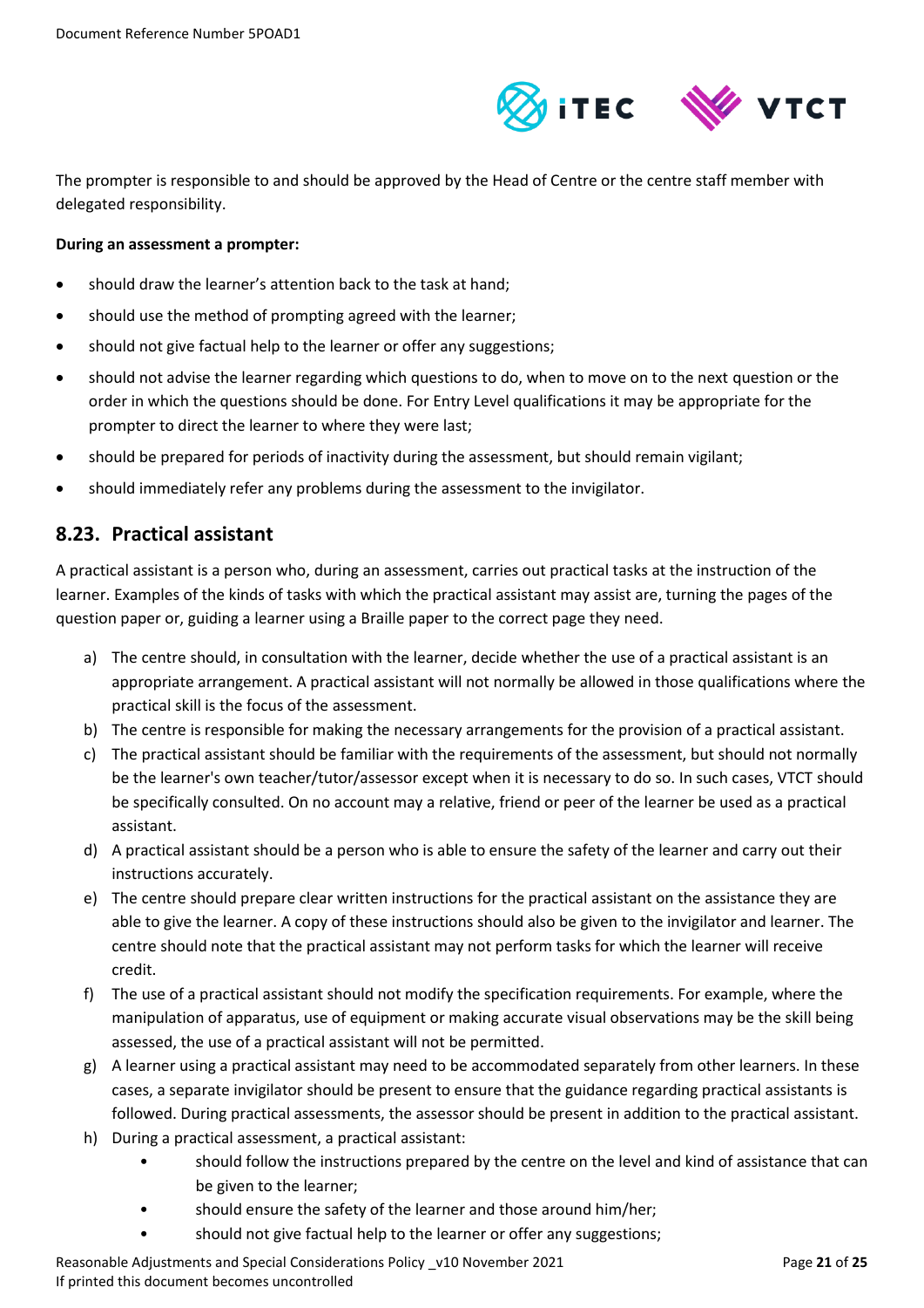The prompter is responsible to and should be approved by the Head of Centre or the centre staff member with delegated responsibility.

**During an assessment a prompter:**

- should draw the learner's attention back to the task at hand;
- should use the method of prompting agreed with the learner;
- should not give factual help to the learner or offer any suggestions;
- should not advise the learner regarding which questions to do, when to move on to the next question or the order in which the questions should be done. For Entry Level qualifications it may be appropriate for the prompter to direct the learner to where they were last;
- should be prepared for periods of inactivity during the assessment, but should remain vigilant;
- should immediately refer any problems during the assessment to the invigilator.

## 8.23. Practical assistant

A practical assistant is a person who, during an assessment, carries out practical tasks at the instruction of the learner. Examples of the kinds of tasks with which the practical assistant may assist are, turning the pages of the question paper or, guiding a learner using a Braille paper to the correct page they need.

a) The centre should, in consultation with the learner, decide whether the use of a practical assistant is an appropriate arrangement. A practical assistant will not normally be allowed in those qualifications where the practical skill is the focus of the assessment.
b) The centre is responsible for making the necessary arrangements for the provision of a practical assistant.
c) The practical assistant should be familiar with the requirements of the assessment, but should not normally be the learner's own teacher/tutor/assessor except when it is necessary to do so. In such cases, VTCT should be specifically consulted. On no account may a relative, friend or peer of the learner be used as a practical assistant.
d) A practical assistant should be a person who is able to ensure the safety of the learner and carry out their instructions accurately.
e) The centre should prepare clear written instructions for the practical assistant on the assistance they are able to give the learner. A copy of these instructions should also be given to the invigilator and learner. The centre should note that the practical assistant may not perform tasks for which the learner will receive credit.
f) The use of a practical assistant should not modify the specification requirements. For example, where the manipulation of apparatus, use of equipment or making accurate visual observations may be the skill being assessed, the use of a practical assistant will not be permitted.
g) A learner using a practical assistant may need to be accommodated separately from other learners. In these cases, a separate invigilator should be present to ensure that the guidance regarding practical assistants is followed. During practical assessments, the assessor should be present in addition to the practical assistant.
h) During a practical assessment, a practical assistant:
    - should follow the instructions prepared by the centre on the level and kind of assistance that can be given to the learner;
    - should ensure the safety of the learner and those around him/her;
    - should not give factual help to the learner or offer any suggestions;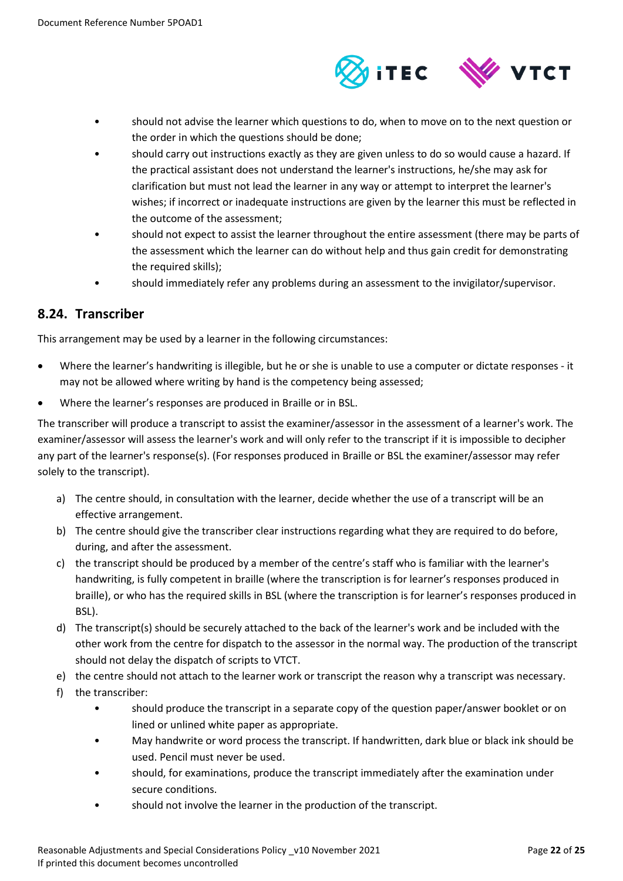- should not advise the learner which questions to do, when to move on to the next question or the order in which the questions should be done;
- should carry out instructions exactly as they are given unless to do so would cause a hazard. If the practical assistant does not understand the learner's instructions, he/she may ask for clarification but must not lead the learner in any way or attempt to interpret the learner's wishes; if incorrect or inadequate instructions are given by the learner this must be reflected in the outcome of the assessment;
- should not expect to assist the learner throughout the entire assessment (there may be parts of the assessment which the learner can do without help and thus gain credit for demonstrating the required skills);
- should immediately refer any problems during an assessment to the invigilator/supervisor.

## 8.24. Transcriber

This arrangement may be used by a learner in the following circumstances:

- Where the learner's handwriting is illegible, but he or she is unable to use a computer or dictate responses - it may not be allowed where writing by hand is the competency being assessed;
- Where the learner's responses are produced in Braille or in BSL.

The transcriber will produce a transcript to assist the examiner/assessor in the assessment of a learner's work. The examiner/assessor will assess the learner's work and will only refer to the transcript if it is impossible to decipher any part of the learner's response(s). (For responses produced in Braille or BSL the examiner/assessor may refer solely to the transcript).

a) The centre should, in consultation with the learner, decide whether the use of a transcript will be an effective arrangement.

b) The centre should give the transcriber clear instructions regarding what they are required to do before, during, and after the assessment.

c) the transcript should be produced by a member of the centre's staff who is familiar with the learner's handwriting, is fully competent in braille (where the transcription is for learner's responses produced in braille), or who has the required skills in BSL (where the transcription is for learner's responses produced in BSL).

d) The transcript(s) should be securely attached to the back of the learner's work and be included with the other work from the centre for dispatch to the assessor in the normal way. The production of the transcript should not delay the dispatch of scripts to VTCT.

e) the centre should not attach to the learner work or transcript the reason why a transcript was necessary.

f) the transcriber:
   - should produce the transcript in a separate copy of the question paper/answer booklet or on lined or unlined white paper as appropriate.
   - May handwrite or word process the transcript. If handwritten, dark blue or black ink should be used. Pencil must never be used.
   - should, for examinations, produce the transcript immediately after the examination under secure conditions.
   - should not involve the learner in the production of the transcript.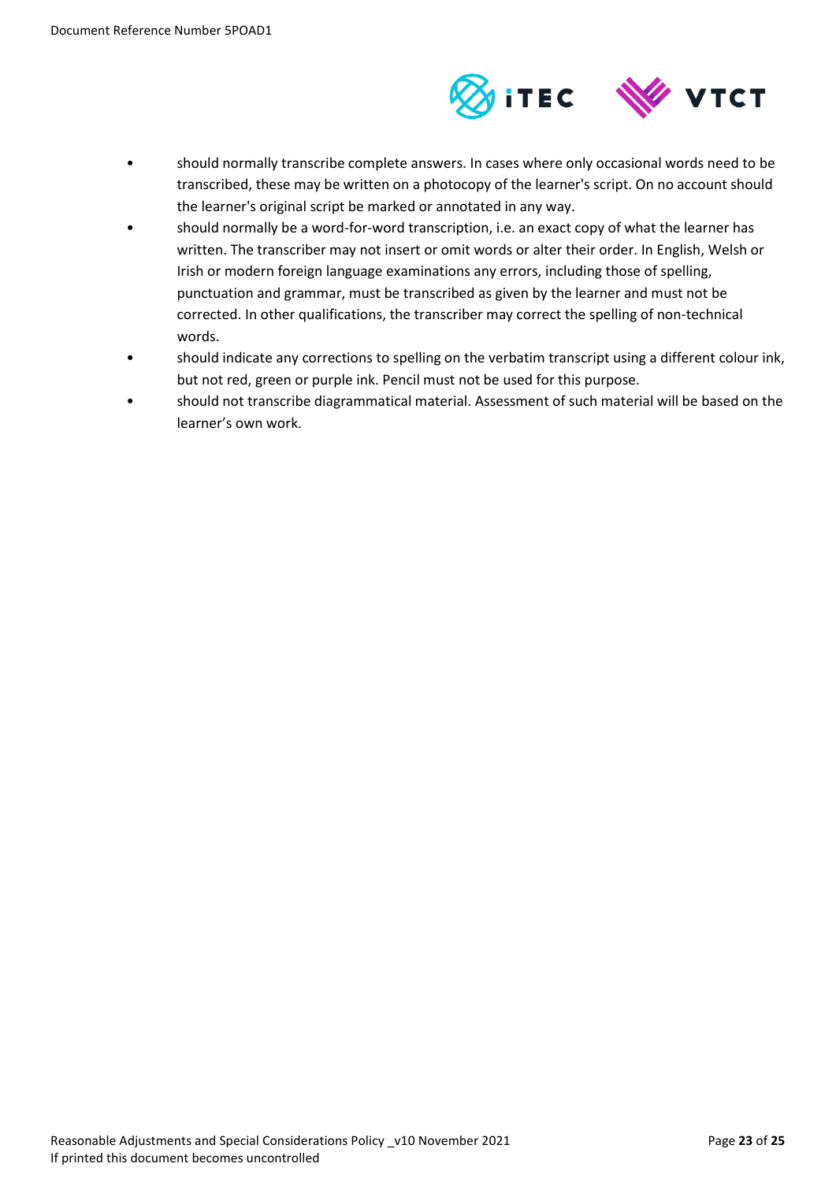- should normally transcribe complete answers. In cases where only occasional words need to be transcribed, these may be written on a photocopy of the learner's script. On no account should the learner's original script be marked or annotated in any way.
- should normally be a word-for-word transcription, i.e. an exact copy of what the learner has written. The transcriber may not insert or omit words or alter their order. In English, Welsh or Irish or modern foreign language examinations any errors, including those of spelling, punctuation and grammar, must be transcribed as given by the learner and must not be corrected. In other qualifications, the transcriber may correct the spelling of non-technical words.
- should indicate any corrections to spelling on the verbatim transcript using a different colour ink, but not red, green or purple ink. Pencil must not be used for this purpose.
- should not transcribe diagrammatical material. Assessment of such material will be based on the learner's own work.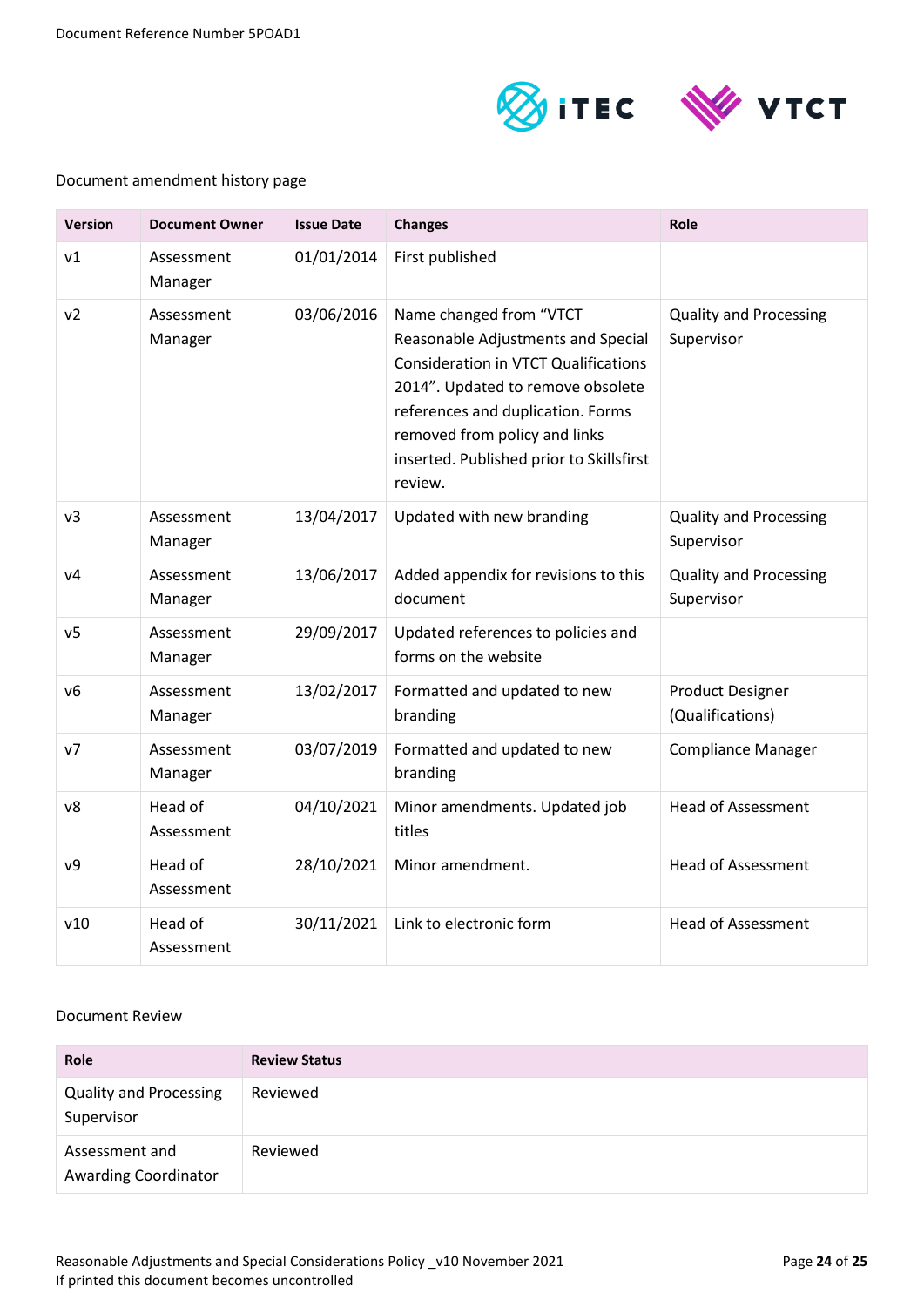Document Reference Number 5POAD1

Document amendment history page

| Version | Document Owner | Issue Date | Changes | Role |
|---|---|---|---|---|
| v1 | Assessment Manager | 01/01/2014 | First published | |
| v2 | Assessment Manager | 03/06/2016 | Name changed from "VTCT Reasonable Adjustments and Special Consideration in VTCT Qualifications 2014". Updated to remove obsolete references and duplication. Forms removed from policy and links inserted. Published prior to Skillsfirst review. | Quality and Processing Supervisor |
| v3 | Assessment Manager | 13/04/2017 | Updated with new branding | Quality and Processing Supervisor |
| v4 | Assessment Manager | 13/06/2017 | Added appendix for revisions to this document | Quality and Processing Supervisor |
| v5 | Assessment Manager | 29/09/2017 | Updated references to policies and forms on the website | |
| v6 | Assessment Manager | 13/02/2017 | Formatted and updated to new branding | Product Designer (Qualifications) |
| v7 | Assessment Manager | 03/07/2019 | Formatted and updated to new branding | Compliance Manager |
| v8 | Head of Assessment | 04/10/2021 | Minor amendments. Updated job titles | Head of Assessment |
| v9 | Head of Assessment | 28/10/2021 | Minor amendment. | Head of Assessment |
| v10 | Head of Assessment | 30/11/2021 | Link to electronic form | Head of Assessment |

Document Review

| Role | Review Status |
|---|---|
| Quality and Processing Supervisor | Reviewed |
| Assessment and Awarding Coordinator | Reviewed |

Reasonable Adjustments and Special Considerations Policy _v10 November 2021
If printed this document becomes uncontrolled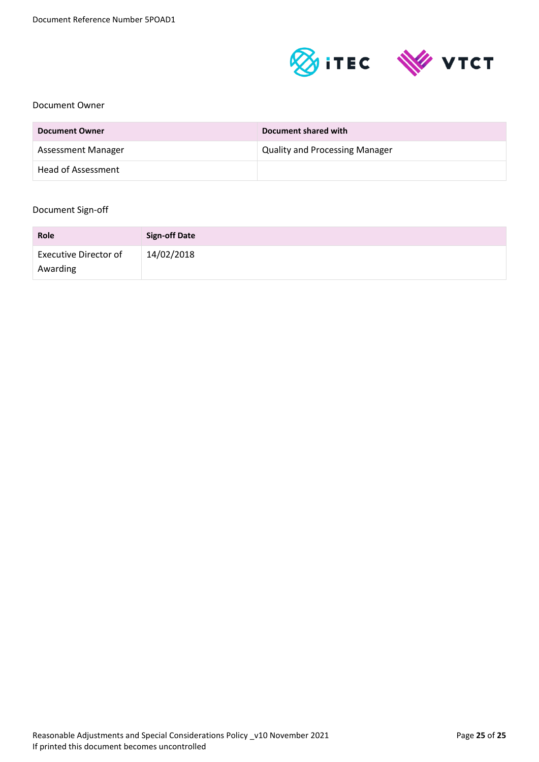Document Owner

| Document Owner | Document shared with |
|---|---|
| Assessment Manager | Quality and Processing Manager |
| Head of Assessment | |

Document Sign-off

| Role | Sign-off Date |
|---|---|
| Executive Director of Awarding | 14/02/2018 |